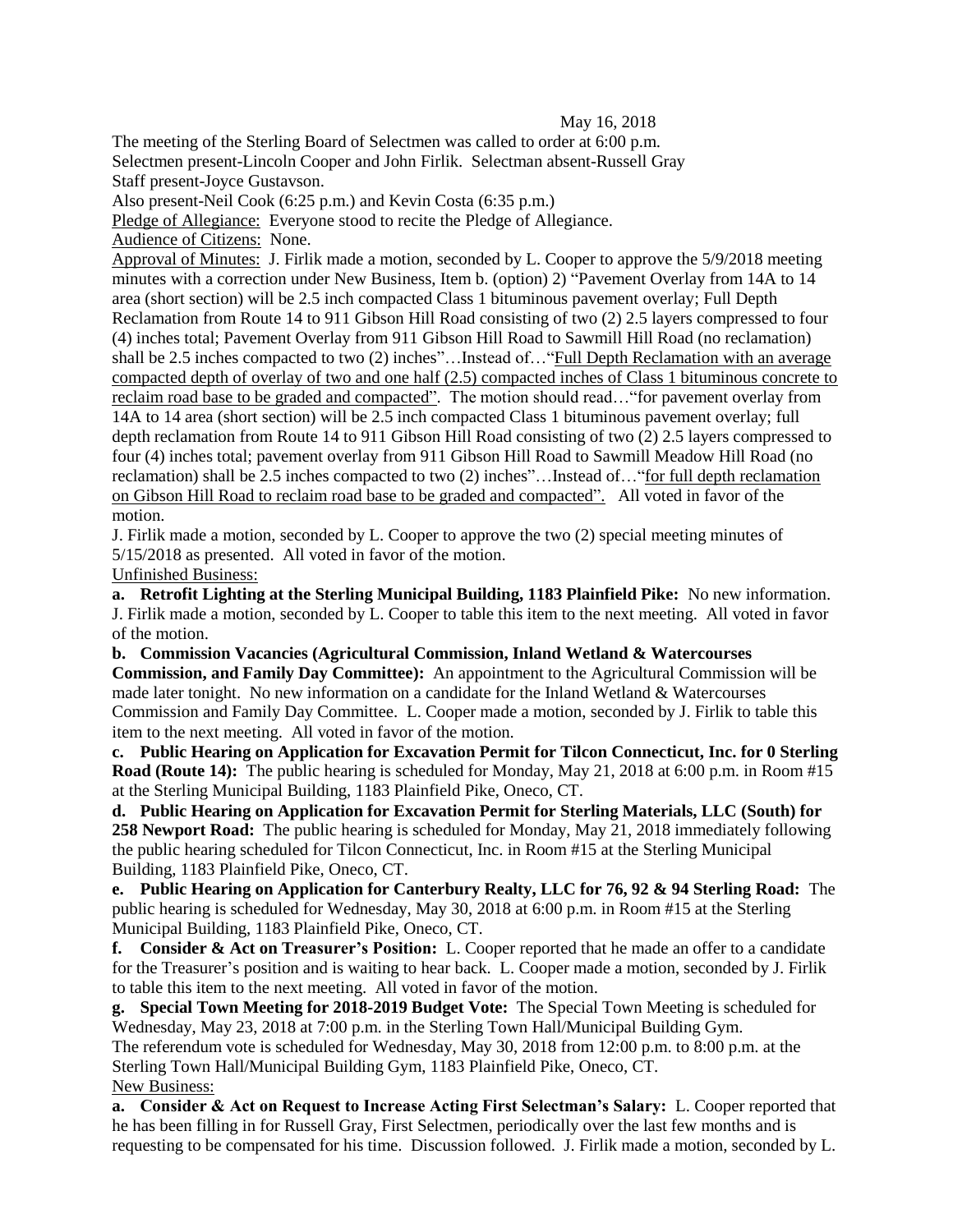May 16, 2018

The meeting of the Sterling Board of Selectmen was called to order at 6:00 p.m.
Selectmen present-Lincoln Cooper and John Firlik. Selectman absent-Russell Gray
Staff present-Joyce Gustavson.
Also present-Neil Cook (6:25 p.m.) and Kevin Costa (6:35 p.m.)

<u>Pledge of Allegiance:</u> Everyone stood to recite the Pledge of Allegiance.

<u>Audience of Citizens:</u> None.

<u>Approval of Minutes:</u> J. Firlik made a motion, seconded by L. Cooper to approve the 5/9/2018 meeting minutes with a correction under New Business, Item b. (option) 2) "Pavement Overlay from 14A to 14 area (short section) will be 2.5 inch compacted Class 1 bituminous pavement overlay; Full Depth Reclamation from Route 14 to 911 Gibson Hill Road consisting of two (2) 2.5 layers compressed to four (4) inches total; Pavement Overlay from 911 Gibson Hill Road to Sawmill Hill Road (no reclamation) shall be 2.5 inches compacted to two (2) inches"…Instead of…"<u>Full Depth Reclamation with an average compacted depth of overlay of two and one half (2.5) compacted inches of Class 1 bituminous concrete to reclaim road base to be graded and compacted</u>". The motion should read…"for pavement overlay from 14A to 14 area (short section) will be 2.5 inch compacted Class 1 bituminous pavement overlay; full depth reclamation from Route 14 to 911 Gibson Hill Road consisting of two (2) 2.5 layers compressed to four (4) inches total; pavement overlay from 911 Gibson Hill Road to Sawmill Meadow Hill Road (no reclamation) shall be 2.5 inches compacted to two (2) inches"…Instead of…"<u>for full depth reclamation on Gibson Hill Road to reclaim road base to be graded and compacted</u>". All voted in favor of the motion.

J. Firlik made a motion, seconded by L. Cooper to approve the two (2) special meeting minutes of 5/15/2018 as presented. All voted in favor of the motion.

<u>Unfinished Business:</u>

**a. Retrofit Lighting at the Sterling Municipal Building, 1183 Plainfield Pike:** No new information. J. Firlik made a motion, seconded by L. Cooper to table this item to the next meeting. All voted in favor of the motion.

**b. Commission Vacancies (Agricultural Commission, Inland Wetland & Watercourses Commission, and Family Day Committee):** An appointment to the Agricultural Commission will be made later tonight. No new information on a candidate for the Inland Wetland & Watercourses Commission and Family Day Committee. L. Cooper made a motion, seconded by J. Firlik to table this item to the next meeting. All voted in favor of the motion.

**c. Public Hearing on Application for Excavation Permit for Tilcon Connecticut, Inc. for 0 Sterling Road (Route 14):** The public hearing is scheduled for Monday, May 21, 2018 at 6:00 p.m. in Room #15 at the Sterling Municipal Building, 1183 Plainfield Pike, Oneco, CT.

**d. Public Hearing on Application for Excavation Permit for Sterling Materials, LLC (South) for 258 Newport Road:** The public hearing is scheduled for Monday, May 21, 2018 immediately following the public hearing scheduled for Tilcon Connecticut, Inc. in Room #15 at the Sterling Municipal Building, 1183 Plainfield Pike, Oneco, CT.

**e. Public Hearing on Application for Canterbury Realty, LLC for 76, 92 & 94 Sterling Road:** The public hearing is scheduled for Wednesday, May 30, 2018 at 6:00 p.m. in Room #15 at the Sterling Municipal Building, 1183 Plainfield Pike, Oneco, CT.

**f. Consider & Act on Treasurer's Position:** L. Cooper reported that he made an offer to a candidate for the Treasurer's position and is waiting to hear back. L. Cooper made a motion, seconded by J. Firlik to table this item to the next meeting. All voted in favor of the motion.

**g. Special Town Meeting for 2018-2019 Budget Vote:** The Special Town Meeting is scheduled for Wednesday, May 23, 2018 at 7:00 p.m. in the Sterling Town Hall/Municipal Building Gym.
The referendum vote is scheduled for Wednesday, May 30, 2018 from 12:00 p.m. to 8:00 p.m. at the Sterling Town Hall/Municipal Building Gym, 1183 Plainfield Pike, Oneco, CT.

<u>New Business:</u>

**a. Consider & Act on Request to Increase Acting First Selectman's Salary:** L. Cooper reported that he has been filling in for Russell Gray, First Selectmen, periodically over the last few months and is requesting to be compensated for his time. Discussion followed. J. Firlik made a motion, seconded by L.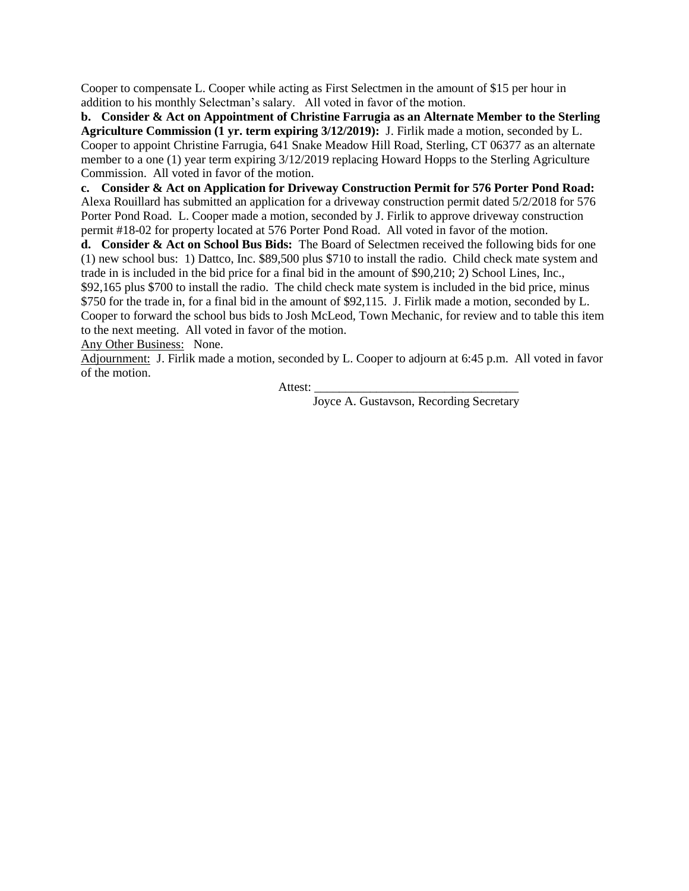Cooper to compensate L. Cooper while acting as First Selectmen in the amount of $15 per hour in addition to his monthly Selectman's salary. All voted in favor of the motion.

**b. Consider & Act on Appointment of Christine Farrugia as an Alternate Member to the Sterling Agriculture Commission (1 yr. term expiring 3/12/2019):** J. Firlik made a motion, seconded by L. Cooper to appoint Christine Farrugia, 641 Snake Meadow Hill Road, Sterling, CT 06377 as an alternate member to a one (1) year term expiring 3/12/2019 replacing Howard Hopps to the Sterling Agriculture Commission. All voted in favor of the motion.

**c. Consider & Act on Application for Driveway Construction Permit for 576 Porter Pond Road:** Alexa Rouillard has submitted an application for a driveway construction permit dated 5/2/2018 for 576 Porter Pond Road. L. Cooper made a motion, seconded by J. Firlik to approve driveway construction permit #18-02 for property located at 576 Porter Pond Road. All voted in favor of the motion.

**d. Consider & Act on School Bus Bids:** The Board of Selectmen received the following bids for one (1) new school bus: 1) Dattco, Inc. $89,500 plus $710 to install the radio. Child check mate system and trade in is included in the bid price for a final bid in the amount of $90,210; 2) School Lines, Inc., $92,165 plus $700 to install the radio. The child check mate system is included in the bid price, minus $750 for the trade in, for a final bid in the amount of $92,115. J. Firlik made a motion, seconded by L. Cooper to forward the school bus bids to Josh McLeod, Town Mechanic, for review and to table this item to the next meeting. All voted in favor of the motion.

<u>Any Other Business:</u> None.

<u>Adjournment:</u> J. Firlik made a motion, seconded by L. Cooper to adjourn at 6:45 p.m. All voted in favor of the motion.

Attest: _________________________________

Joyce A. Gustavson, Recording Secretary